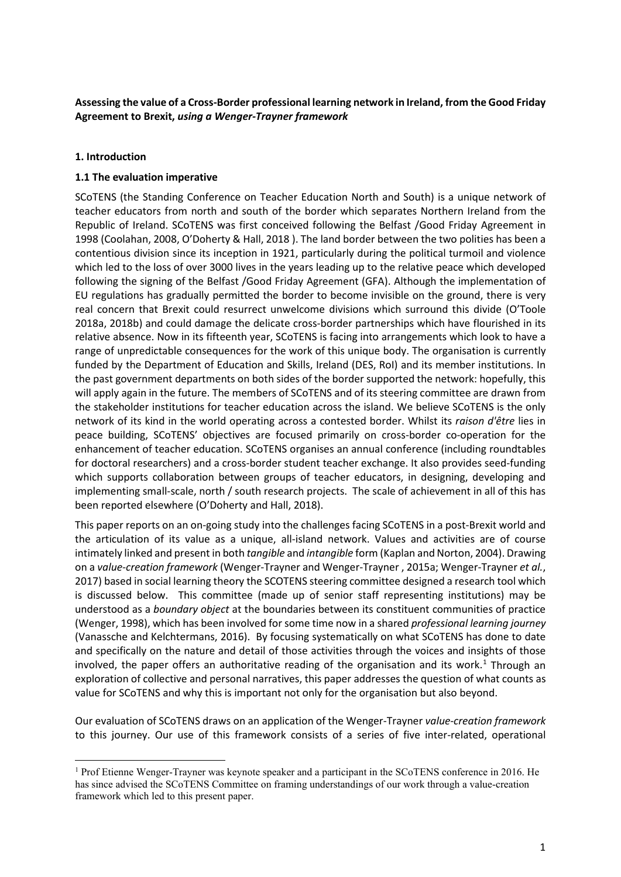**Assessing the value of a Cross-Border professional learning network in Ireland, from the Good Friday Agreement to Brexit,** ***using a Wenger-Trayner framework***

## 1. Introduction

### 1.1 The evaluation imperative

SCoTENS (the Standing Conference on Teacher Education North and South) is a unique network of teacher educators from north and south of the border which separates Northern Ireland from the Republic of Ireland. SCoTENS was first conceived following the Belfast /Good Friday Agreement in 1998 (Coolahan, 2008, O'Doherty & Hall, 2018 ). The land border between the two polities has been a contentious division since its inception in 1921, particularly during the political turmoil and violence which led to the loss of over 3000 lives in the years leading up to the relative peace which developed following the signing of the Belfast /Good Friday Agreement (GFA). Although the implementation of EU regulations has gradually permitted the border to become invisible on the ground, there is very real concern that Brexit could resurrect unwelcome divisions which surround this divide (O'Toole 2018a, 2018b) and could damage the delicate cross-border partnerships which have flourished in its relative absence. Now in its fifteenth year, SCoTENS is facing into arrangements which look to have a range of unpredictable consequences for the work of this unique body. The organisation is currently funded by the Department of Education and Skills, Ireland (DES, RoI) and its member institutions. In the past government departments on both sides of the border supported the network: hopefully, this will apply again in the future. The members of SCoTENS and of its steering committee are drawn from the stakeholder institutions for teacher education across the island. We believe SCoTENS is the only network of its kind in the world operating across a contested border. Whilst its *raison d'être* lies in peace building, SCoTENS' objectives are focused primarily on cross-border co-operation for the enhancement of teacher education. SCoTENS organises an annual conference (including roundtables for doctoral researchers) and a cross-border student teacher exchange. It also provides seed-funding which supports collaboration between groups of teacher educators, in designing, developing and implementing small-scale, north / south research projects. The scale of achievement in all of this has been reported elsewhere (O'Doherty and Hall, 2018).

This paper reports on an on-going study into the challenges facing SCoTENS in a post-Brexit world and the articulation of its value as a unique, all-island network. Values and activities are of course intimately linked and present in both *tangible* and *intangible* form (Kaplan and Norton, 2004). Drawing on a *value-creation framework* (Wenger-Trayner and Wenger-Trayner , 2015a; Wenger-Trayner *et al.*, 2017) based in social learning theory the SCOTENS steering committee designed a research tool which is discussed below. This committee (made up of senior staff representing institutions) may be understood as a *boundary object* at the boundaries between its constituent communities of practice (Wenger, 1998), which has been involved for some time now in a shared *professional learning journey* (Vanassche and Kelchtermans, 2016). By focusing systematically on what SCoTENS has done to date and specifically on the nature and detail of those activities through the voices and insights of those involved, the paper offers an authoritative reading of the organisation and its work.[1] Through an exploration of collective and personal narratives, this paper addresses the question of what counts as value for SCoTENS and why this is important not only for the organisation but also beyond.

Our evaluation of SCoTENS draws on an application of the Wenger-Trayner *value-creation framework* to this journey. Our use of this framework consists of a series of five inter-related, operational

[1] Prof Etienne Wenger-Trayner was keynote speaker and a participant in the SCoTENS conference in 2016. He has since advised the SCoTENS Committee on framing understandings of our work through a value-creation framework which led to this present paper.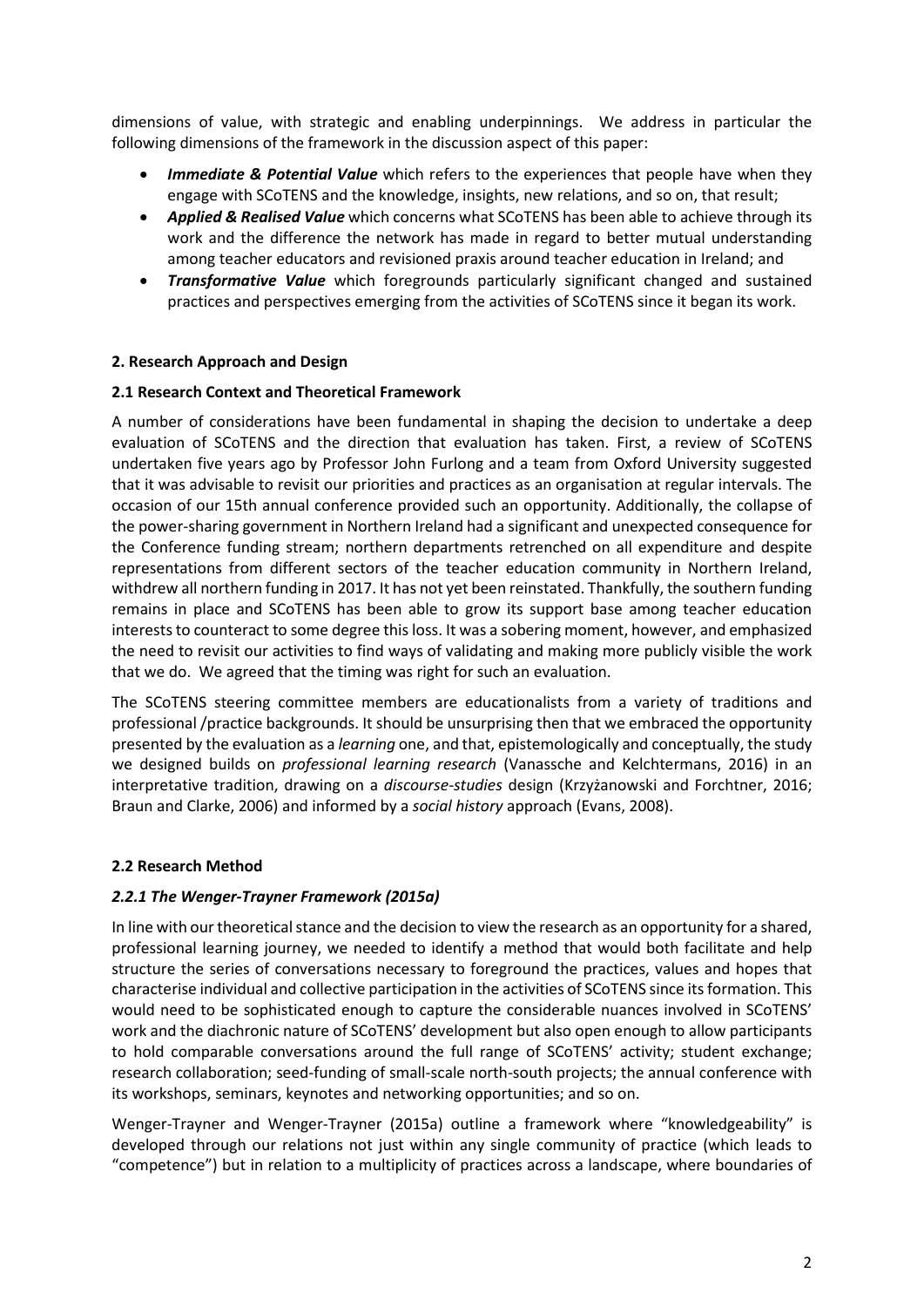dimensions of value, with strategic and enabling underpinnings. We address in particular the following dimensions of the framework in the discussion aspect of this paper:

- ***Immediate & Potential Value*** which refers to the experiences that people have when they engage with SCoTENS and the knowledge, insights, new relations, and so on, that result;
- ***Applied & Realised Value*** which concerns what SCoTENS has been able to achieve through its work and the difference the network has made in regard to better mutual understanding among teacher educators and revisioned praxis around teacher education in Ireland; and
- ***Transformative Value*** which foregrounds particularly significant changed and sustained practices and perspectives emerging from the activities of SCoTENS since it began its work.

## 2. Research Approach and Design

### 2.1 Research Context and Theoretical Framework

A number of considerations have been fundamental in shaping the decision to undertake a deep evaluation of SCoTENS and the direction that evaluation has taken. First, a review of SCoTENS undertaken five years ago by Professor John Furlong and a team from Oxford University suggested that it was advisable to revisit our priorities and practices as an organisation at regular intervals. The occasion of our 15th annual conference provided such an opportunity. Additionally, the collapse of the power-sharing government in Northern Ireland had a significant and unexpected consequence for the Conference funding stream; northern departments retrenched on all expenditure and despite representations from different sectors of the teacher education community in Northern Ireland, withdrew all northern funding in 2017. It has not yet been reinstated. Thankfully, the southern funding remains in place and SCoTENS has been able to grow its support base among teacher education interests to counteract to some degree this loss. It was a sobering moment, however, and emphasized the need to revisit our activities to find ways of validating and making more publicly visible the work that we do. We agreed that the timing was right for such an evaluation.

The SCoTENS steering committee members are educationalists from a variety of traditions and professional /practice backgrounds. It should be unsurprising then that we embraced the opportunity presented by the evaluation as a *learning* one, and that, epistemologically and conceptually, the study we designed builds on *professional learning research* (Vanassche and Kelchtermans, 2016) in an interpretative tradition, drawing on a *discourse-studies* design (Krzyżanowski and Forchtner, 2016; Braun and Clarke, 2006) and informed by a *social history* approach (Evans, 2008).

### 2.2 Research Method

#### *2.2.1 The Wenger-Trayner Framework (2015a)*

In line with our theoretical stance and the decision to view the research as an opportunity for a shared, professional learning journey, we needed to identify a method that would both facilitate and help structure the series of conversations necessary to foreground the practices, values and hopes that characterise individual and collective participation in the activities of SCoTENS since its formation. This would need to be sophisticated enough to capture the considerable nuances involved in SCoTENS' work and the diachronic nature of SCoTENS' development but also open enough to allow participants to hold comparable conversations around the full range of SCoTENS' activity; student exchange; research collaboration; seed-funding of small-scale north-south projects; the annual conference with its workshops, seminars, keynotes and networking opportunities; and so on.

Wenger-Trayner and Wenger-Trayner (2015a) outline a framework where "knowledgeability" is developed through our relations not just within any single community of practice (which leads to "competence") but in relation to a multiplicity of practices across a landscape, where boundaries of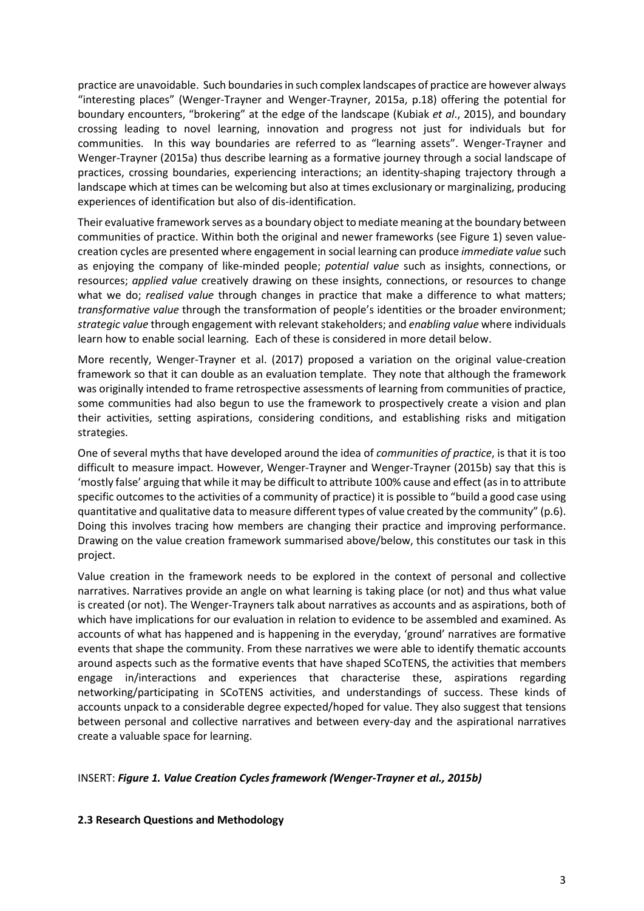practice are unavoidable. Such boundaries in such complex landscapes of practice are however always "interesting places" (Wenger-Trayner and Wenger-Trayner, 2015a, p.18) offering the potential for boundary encounters, "brokering" at the edge of the landscape (Kubiak *et al*., 2015), and boundary crossing leading to novel learning, innovation and progress not just for individuals but for communities. In this way boundaries are referred to as "learning assets". Wenger-Trayner and Wenger-Trayner (2015a) thus describe learning as a formative journey through a social landscape of practices, crossing boundaries, experiencing interactions; an identity-shaping trajectory through a landscape which at times can be welcoming but also at times exclusionary or marginalizing, producing experiences of identification but also of dis-identification.

Their evaluative framework serves as a boundary object to mediate meaning at the boundary between communities of practice. Within both the original and newer frameworks (see Figure 1) seven value-creation cycles are presented where engagement in social learning can produce *immediate value* such as enjoying the company of like-minded people; *potential value* such as insights, connections, or resources; *applied value* creatively drawing on these insights, connections, or resources to change what we do; *realised value* through changes in practice that make a difference to what matters; *transformative value* through the transformation of people's identities or the broader environment; *strategic value* through engagement with relevant stakeholders; and *enabling value* where individuals learn how to enable social learning*.* Each of these is considered in more detail below.

More recently, Wenger-Trayner et al. (2017) proposed a variation on the original value-creation framework so that it can double as an evaluation template. They note that although the framework was originally intended to frame retrospective assessments of learning from communities of practice, some communities had also begun to use the framework to prospectively create a vision and plan their activities, setting aspirations, considering conditions, and establishing risks and mitigation strategies.

One of several myths that have developed around the idea of *communities of practice*, is that it is too difficult to measure impact. However, Wenger-Trayner and Wenger-Trayner (2015b) say that this is 'mostly false' arguing that while it may be difficult to attribute 100% cause and effect (as in to attribute specific outcomes to the activities of a community of practice) it is possible to "build a good case using quantitative and qualitative data to measure different types of value created by the community" (p.6). Doing this involves tracing how members are changing their practice and improving performance. Drawing on the value creation framework summarised above/below, this constitutes our task in this project.

Value creation in the framework needs to be explored in the context of personal and collective narratives. Narratives provide an angle on what learning is taking place (or not) and thus what value is created (or not). The Wenger-Trayners talk about narratives as accounts and as aspirations, both of which have implications for our evaluation in relation to evidence to be assembled and examined. As accounts of what has happened and is happening in the everyday, 'ground' narratives are formative events that shape the community. From these narratives we were able to identify thematic accounts around aspects such as the formative events that have shaped SCoTENS, the activities that members engage in/interactions and experiences that characterise these, aspirations regarding networking/participating in SCoTENS activities, and understandings of success. These kinds of accounts unpack to a considerable degree expected/hoped for value. They also suggest that tensions between personal and collective narratives and between every-day and the aspirational narratives create a valuable space for learning.

INSERT: ***Figure 1. Value Creation Cycles framework (Wenger-Trayner et al., 2015b)***

### 2.3 Research Questions and Methodology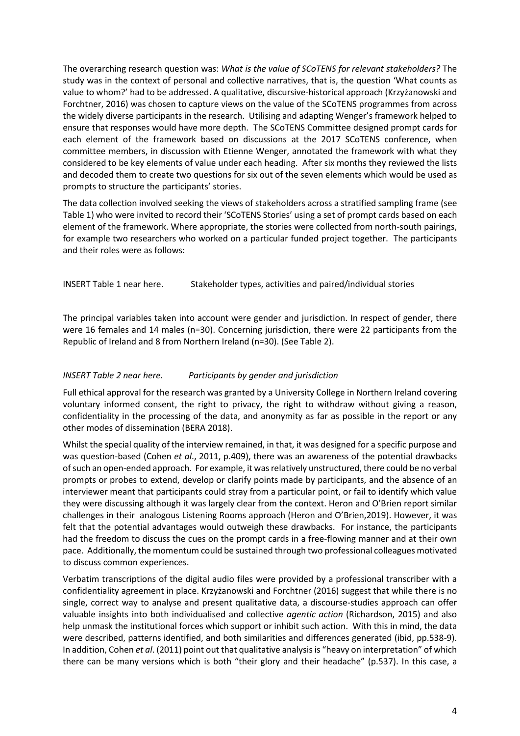The overarching research question was: *What is the value of SCoTENS for relevant stakeholders?* The study was in the context of personal and collective narratives, that is, the question 'What counts as value to whom?' had to be addressed. A qualitative, discursive-historical approach (Krzyżanowski and Forchtner, 2016) was chosen to capture views on the value of the SCoTENS programmes from across the widely diverse participants in the research. Utilising and adapting Wenger's framework helped to ensure that responses would have more depth. The SCoTENS Committee designed prompt cards for each element of the framework based on discussions at the 2017 SCoTENS conference, when committee members, in discussion with Etienne Wenger, annotated the framework with what they considered to be key elements of value under each heading. After six months they reviewed the lists and decoded them to create two questions for six out of the seven elements which would be used as prompts to structure the participants' stories.

The data collection involved seeking the views of stakeholders across a stratified sampling frame (see Table 1) who were invited to record their 'SCoTENS Stories' using a set of prompt cards based on each element of the framework. Where appropriate, the stories were collected from north-south pairings, for example two researchers who worked on a particular funded project together. The participants and their roles were as follows:

INSERT Table 1 near here. Stakeholder types, activities and paired/individual stories

The principal variables taken into account were gender and jurisdiction. In respect of gender, there were 16 females and 14 males (n=30). Concerning jurisdiction, there were 22 participants from the Republic of Ireland and 8 from Northern Ireland (n=30). (See Table 2).

*INSERT Table 2 near here. Participants by gender and jurisdiction*

Full ethical approval for the research was granted by a University College in Northern Ireland covering voluntary informed consent, the right to privacy, the right to withdraw without giving a reason, confidentiality in the processing of the data, and anonymity as far as possible in the report or any other modes of dissemination (BERA 2018).

Whilst the special quality of the interview remained, in that, it was designed for a specific purpose and was question-based (Cohen *et al*., 2011, p.409), there was an awareness of the potential drawbacks of such an open-ended approach. For example, it was relatively unstructured, there could be no verbal prompts or probes to extend, develop or clarify points made by participants, and the absence of an interviewer meant that participants could stray from a particular point, or fail to identify which value they were discussing although it was largely clear from the context. Heron and O'Brien report similar challenges in their analogous Listening Rooms approach (Heron and O'Brien,2019). However, it was felt that the potential advantages would outweigh these drawbacks. For instance, the participants had the freedom to discuss the cues on the prompt cards in a free-flowing manner and at their own pace. Additionally, the momentum could be sustained through two professional colleagues motivated to discuss common experiences.

Verbatim transcriptions of the digital audio files were provided by a professional transcriber with a confidentiality agreement in place. Krzyżanowski and Forchtner (2016) suggest that while there is no single, correct way to analyse and present qualitative data, a discourse-studies approach can offer valuable insights into both individualised and collective *agentic action* (Richardson, 2015) and also help unmask the institutional forces which support or inhibit such action. With this in mind, the data were described, patterns identified, and both similarities and differences generated (ibid, pp.538-9). In addition, Cohen *et al*. (2011) point out that qualitative analysis is "heavy on interpretation" of which there can be many versions which is both "their glory and their headache" (p.537). In this case, a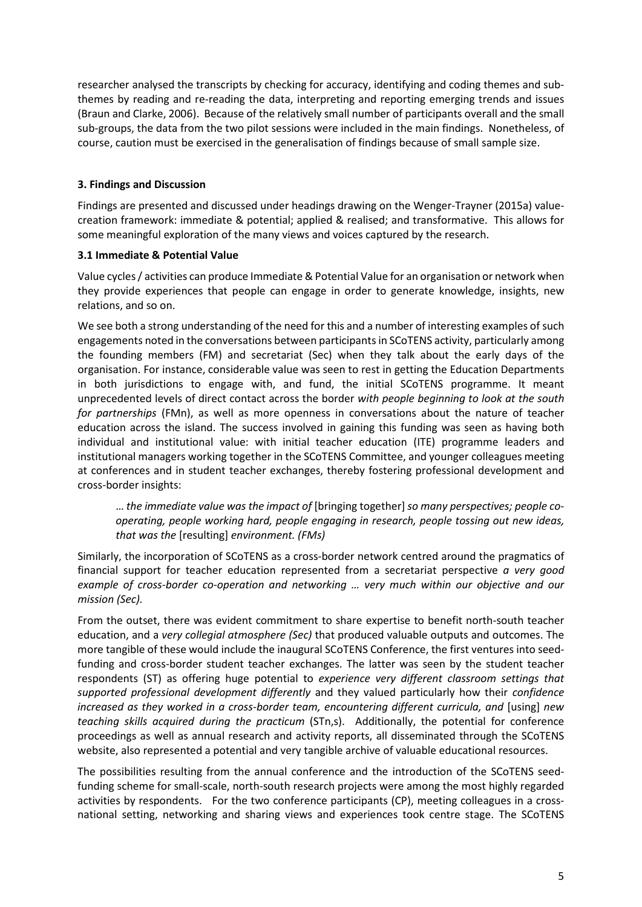researcher analysed the transcripts by checking for accuracy, identifying and coding themes and sub-themes by reading and re-reading the data, interpreting and reporting emerging trends and issues (Braun and Clarke, 2006). Because of the relatively small number of participants overall and the small sub-groups, the data from the two pilot sessions were included in the main findings. Nonetheless, of course, caution must be exercised in the generalisation of findings because of small sample size.

## 3. Findings and Discussion

Findings are presented and discussed under headings drawing on the Wenger-Trayner (2015a) value-creation framework: immediate & potential; applied & realised; and transformative. This allows for some meaningful exploration of the many views and voices captured by the research.

### 3.1 Immediate & Potential Value

Value cycles / activities can produce Immediate & Potential Value for an organisation or network when they provide experiences that people can engage in order to generate knowledge, insights, new relations, and so on.

We see both a strong understanding of the need for this and a number of interesting examples of such engagements noted in the conversations between participants in SCoTENS activity, particularly among the founding members (FM) and secretariat (Sec) when they talk about the early days of the organisation. For instance, considerable value was seen to rest in getting the Education Departments in both jurisdictions to engage with, and fund, the initial SCoTENS programme. It meant unprecedented levels of direct contact across the border *with people beginning to look at the south for partnerships* (FMn), as well as more openness in conversations about the nature of teacher education across the island. The success involved in gaining this funding was seen as having both individual and institutional value: with initial teacher education (ITE) programme leaders and institutional managers working together in the SCoTENS Committee, and younger colleagues meeting at conferences and in student teacher exchanges, thereby fostering professional development and cross-border insights:

> … *the immediate value was the impact of* [bringing together] *so many perspectives; people co-operating, people working hard, people engaging in research, people tossing out new ideas, that was the* [resulting] *environment. (FMs)*

Similarly, the incorporation of SCoTENS as a cross-border network centred around the pragmatics of financial support for teacher education represented from a secretariat perspective *a very good example of cross-border co-operation and networking … very much within our objective and our mission (Sec).*

From the outset, there was evident commitment to share expertise to benefit north-south teacher education, and a *very collegial atmosphere (Sec)* that produced valuable outputs and outcomes. The more tangible of these would include the inaugural SCoTENS Conference, the first ventures into seed-funding and cross-border student teacher exchanges. The latter was seen by the student teacher respondents (ST) as offering huge potential to *experience very different classroom settings that supported professional development differently* and they valued particularly how their *confidence increased as they worked in a cross-border team, encountering different curricula, and* [using] *new teaching skills acquired during the practicum* (STn,s). Additionally, the potential for conference proceedings as well as annual research and activity reports, all disseminated through the SCoTENS website, also represented a potential and very tangible archive of valuable educational resources.

The possibilities resulting from the annual conference and the introduction of the SCoTENS seed-funding scheme for small-scale, north-south research projects were among the most highly regarded activities by respondents. For the two conference participants (CP), meeting colleagues in a cross-national setting, networking and sharing views and experiences took centre stage. The SCoTENS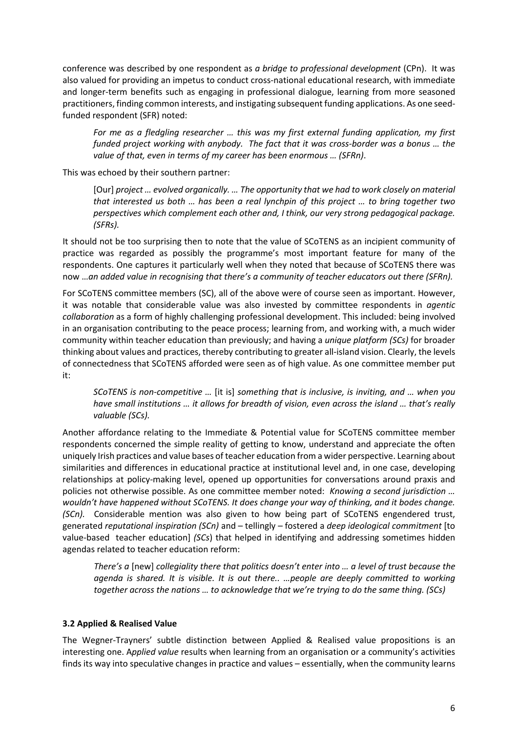conference was described by one respondent as *a bridge to professional development* (CPn). It was also valued for providing an impetus to conduct cross-national educational research, with immediate and longer-term benefits such as engaging in professional dialogue, learning from more seasoned practitioners, finding common interests, and instigating subsequent funding applications. As one seed-funded respondent (SFR) noted:

> *For me as a fledgling researcher … this was my first external funding application, my first funded project working with anybody. The fact that it was cross-border was a bonus … the value of that, even in terms of my career has been enormous … (SFRn)*.

This was echoed by their southern partner:

> [Our] *project … evolved organically. … The opportunity that we had to work closely on material that interested us both … has been a real lynchpin of this project … to bring together two perspectives which complement each other and, I think, our very strong pedagogical package. (SFRs).*

It should not be too surprising then to note that the value of SCoTENS as an incipient community of practice was regarded as possibly the programme's most important feature for many of the respondents. One captures it particularly well when they noted that because of SCoTENS there was now *…an added value in recognising that there's a community of teacher educators out there (SFRn).*

For SCoTENS committee members (SC), all of the above were of course seen as important. However, it was notable that considerable value was also invested by committee respondents in *agentic collaboration* as a form of highly challenging professional development. This included: being involved in an organisation contributing to the peace process; learning from, and working with, a much wider community within teacher education than previously; and having a *unique platform (SCs)* for broader thinking about values and practices, thereby contributing to greater all-island vision. Clearly, the levels of connectedness that SCoTENS afforded were seen as of high value. As one committee member put it:

> *SCoTENS is non-competitive …* [it is] *something that is inclusive, is inviting, and … when you have small institutions … it allows for breadth of vision, even across the island … that's really valuable (SCs).*

Another affordance relating to the Immediate & Potential value for SCoTENS committee member respondents concerned the simple reality of getting to know, understand and appreciate the often uniquely Irish practices and value bases of teacher education from a wider perspective. Learning about similarities and differences in educational practice at institutional level and, in one case, developing relationships at policy-making level, opened up opportunities for conversations around praxis and policies not otherwise possible. As one committee member noted: *Knowing a second jurisdiction … wouldn't have happened without SCoTENS. It does change your way of thinking, and it bodes change. (SCn).* Considerable mention was also given to how being part of SCoTENS engendered trust, generated *reputational inspiration (SCn)* and – tellingly – fostered a *deep ideological commitment* [to value-based teacher education] *(SCs*) that helped in identifying and addressing sometimes hidden agendas related to teacher education reform:

> *There's a* [new] *collegiality there that politics doesn't enter into … a level of trust because the agenda is shared. It is visible. It is out there.. …people are deeply committed to working together across the nations … to acknowledge that we're trying to do the same thing. (SCs)*

### 3.2 Applied & Realised Value

The Wegner-Trayners' subtle distinction between Applied & Realised value propositions is an interesting one. A*pplied value* results when learning from an organisation or a community's activities finds its way into speculative changes in practice and values – essentially, when the community learns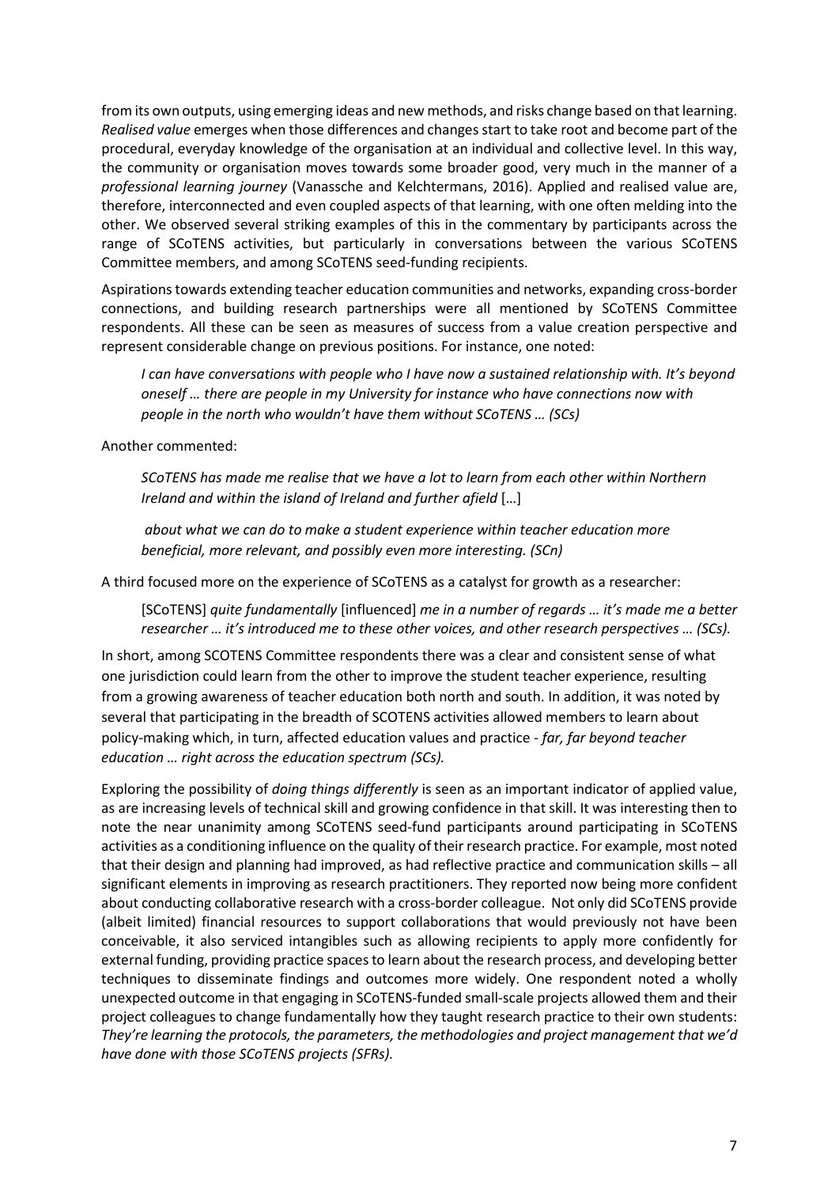from its own outputs, using emerging ideas and new methods, and risks change based on that learning. *Realised value* emerges when those differences and changes start to take root and become part of the procedural, everyday knowledge of the organisation at an individual and collective level. In this way, the community or organisation moves towards some broader good, very much in the manner of a *professional learning journey* (Vanassche and Kelchtermans, 2016). Applied and realised value are, therefore, interconnected and even coupled aspects of that learning, with one often melding into the other. We observed several striking examples of this in the commentary by participants across the range of SCoTENS activities, but particularly in conversations between the various SCoTENS Committee members, and among SCoTENS seed-funding recipients.

Aspirations towards extending teacher education communities and networks, expanding cross-border connections, and building research partnerships were all mentioned by SCoTENS Committee respondents. All these can be seen as measures of success from a value creation perspective and represent considerable change on previous positions. For instance, one noted:

> *I can have conversations with people who I have now a sustained relationship with. It's beyond oneself … there are people in my University for instance who have connections now with people in the north who wouldn't have them without SCoTENS … (SCs)*

Another commented:

> *SCoTENS has made me realise that we have a lot to learn from each other within Northern Ireland and within the island of Ireland and further afield* […]
>
> *about what we can do to make a student experience within teacher education more beneficial, more relevant, and possibly even more interesting. (SCn)*

A third focused more on the experience of SCoTENS as a catalyst for growth as a researcher:

> [SCoTENS] *quite fundamentally* [influenced] *me in a number of regards … it's made me a better researcher … it's introduced me to these other voices, and other research perspectives … (SCs).*

In short, among SCOTENS Committee respondents there was a clear and consistent sense of what one jurisdiction could learn from the other to improve the student teacher experience, resulting from a growing awareness of teacher education both north and south. In addition, it was noted by several that participating in the breadth of SCOTENS activities allowed members to learn about policy-making which, in turn, affected education values and practice - *far, far beyond teacher education … right across the education spectrum (SCs).*

Exploring the possibility of *doing things differently* is seen as an important indicator of applied value, as are increasing levels of technical skill and growing confidence in that skill. It was interesting then to note the near unanimity among SCoTENS seed-fund participants around participating in SCoTENS activities as a conditioning influence on the quality of their research practice. For example, most noted that their design and planning had improved, as had reflective practice and communication skills – all significant elements in improving as research practitioners. They reported now being more confident about conducting collaborative research with a cross-border colleague. Not only did SCoTENS provide (albeit limited) financial resources to support collaborations that would previously not have been conceivable, it also serviced intangibles such as allowing recipients to apply more confidently for external funding, providing practice spaces to learn about the research process, and developing better techniques to disseminate findings and outcomes more widely. One respondent noted a wholly unexpected outcome in that engaging in SCoTENS-funded small-scale projects allowed them and their project colleagues to change fundamentally how they taught research practice to their own students: *They're learning the protocols, the parameters, the methodologies and project management that we'd have done with those SCoTENS projects (SFRs).*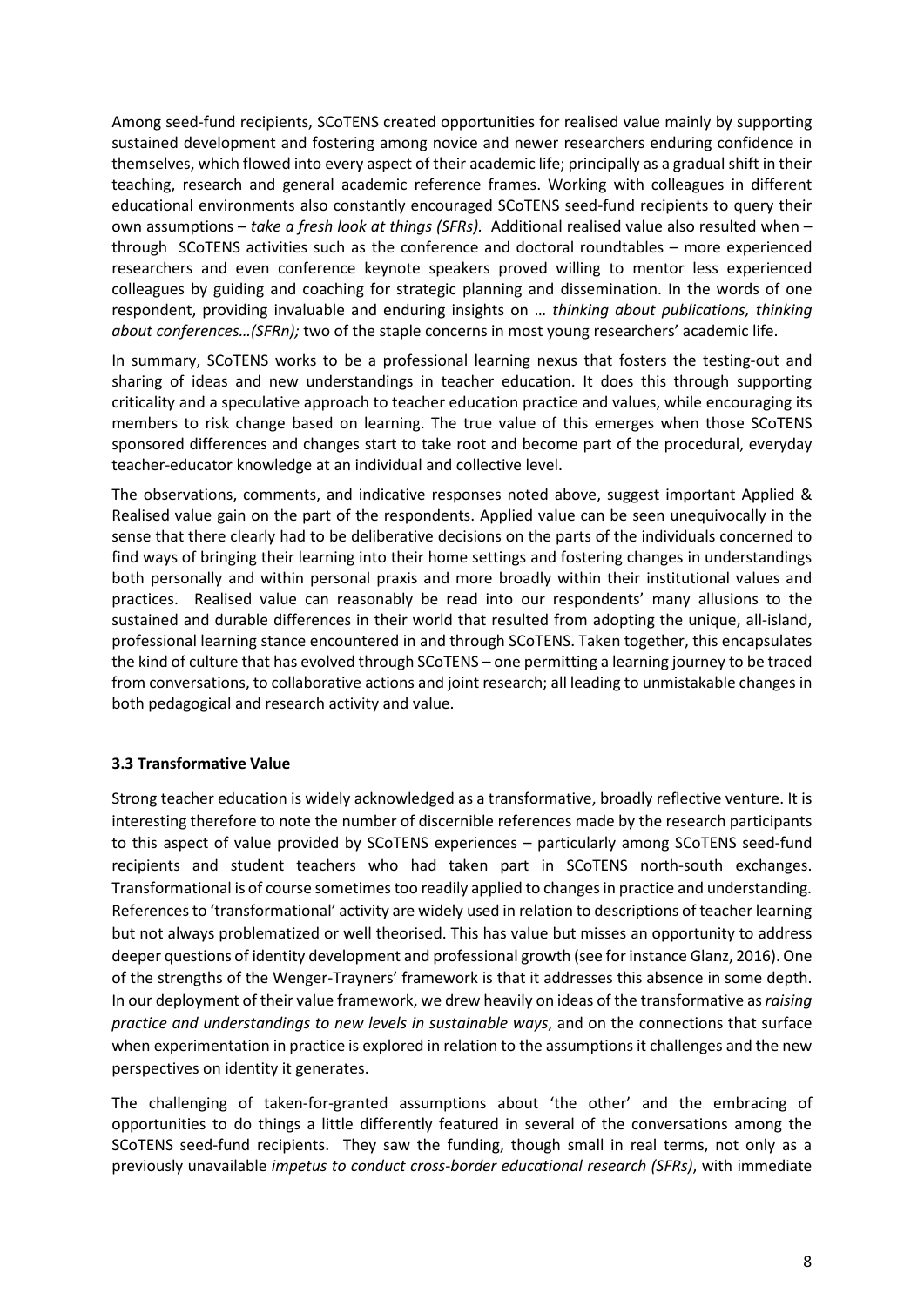Among seed-fund recipients, SCoTENS created opportunities for realised value mainly by supporting sustained development and fostering among novice and newer researchers enduring confidence in themselves, which flowed into every aspect of their academic life; principally as a gradual shift in their teaching, research and general academic reference frames. Working with colleagues in different educational environments also constantly encouraged SCoTENS seed-fund recipients to query their own assumptions – *take a fresh look at things (SFRs).* Additional realised value also resulted when – through SCoTENS activities such as the conference and doctoral roundtables – more experienced researchers and even conference keynote speakers proved willing to mentor less experienced colleagues by guiding and coaching for strategic planning and dissemination. In the words of one respondent, providing invaluable and enduring insights on … *thinking about publications, thinking about conferences…(SFRn);* two of the staple concerns in most young researchers' academic life.

In summary, SCoTENS works to be a professional learning nexus that fosters the testing-out and sharing of ideas and new understandings in teacher education. It does this through supporting criticality and a speculative approach to teacher education practice and values, while encouraging its members to risk change based on learning. The true value of this emerges when those SCoTENS sponsored differences and changes start to take root and become part of the procedural, everyday teacher-educator knowledge at an individual and collective level.

The observations, comments, and indicative responses noted above, suggest important Applied & Realised value gain on the part of the respondents. Applied value can be seen unequivocally in the sense that there clearly had to be deliberative decisions on the parts of the individuals concerned to find ways of bringing their learning into their home settings and fostering changes in understandings both personally and within personal praxis and more broadly within their institutional values and practices. Realised value can reasonably be read into our respondents' many allusions to the sustained and durable differences in their world that resulted from adopting the unique, all-island, professional learning stance encountered in and through SCoTENS. Taken together, this encapsulates the kind of culture that has evolved through SCoTENS – one permitting a learning journey to be traced from conversations, to collaborative actions and joint research; all leading to unmistakable changes in both pedagogical and research activity and value.

### 3.3 Transformative Value

Strong teacher education is widely acknowledged as a transformative, broadly reflective venture. It is interesting therefore to note the number of discernible references made by the research participants to this aspect of value provided by SCoTENS experiences – particularly among SCoTENS seed-fund recipients and student teachers who had taken part in SCoTENS north-south exchanges. Transformational is of course sometimes too readily applied to changes in practice and understanding. References to 'transformational' activity are widely used in relation to descriptions of teacher learning but not always problematized or well theorised. This has value but misses an opportunity to address deeper questions of identity development and professional growth (see for instance Glanz, 2016). One of the strengths of the Wenger-Trayners' framework is that it addresses this absence in some depth. In our deployment of their value framework, we drew heavily on ideas of the transformative as *raising practice and understandings to new levels in sustainable ways*, and on the connections that surface when experimentation in practice is explored in relation to the assumptions it challenges and the new perspectives on identity it generates.

The challenging of taken-for-granted assumptions about 'the other' and the embracing of opportunities to do things a little differently featured in several of the conversations among the SCoTENS seed-fund recipients. They saw the funding, though small in real terms, not only as a previously unavailable *impetus to conduct cross-border educational research (SFRs)*, with immediate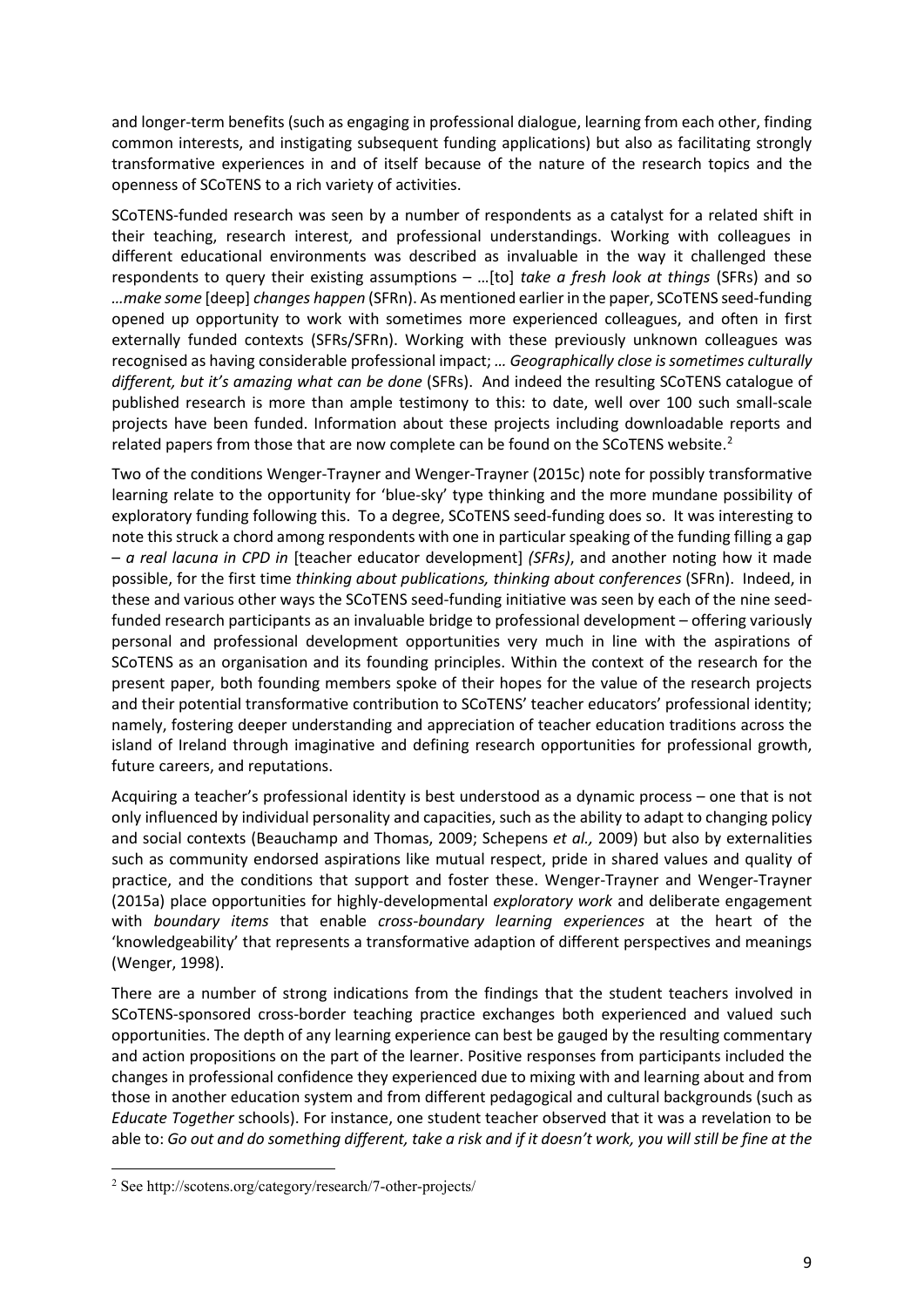and longer-term benefits (such as engaging in professional dialogue, learning from each other, finding common interests, and instigating subsequent funding applications) but also as facilitating strongly transformative experiences in and of itself because of the nature of the research topics and the openness of SCoTENS to a rich variety of activities.

SCoTENS-funded research was seen by a number of respondents as a catalyst for a related shift in their teaching, research interest, and professional understandings. Working with colleagues in different educational environments was described as invaluable in the way it challenged these respondents to query their existing assumptions – …[to] *take a fresh look at things* (SFRs) and so *…make some* [deep] *changes happen* (SFRn). As mentioned earlier in the paper, SCoTENS seed-funding opened up opportunity to work with sometimes more experienced colleagues, and often in first externally funded contexts (SFRs/SFRn). Working with these previously unknown colleagues was recognised as having considerable professional impact; *… Geographically close is sometimes culturally different, but it's amazing what can be done* (SFRs). And indeed the resulting SCoTENS catalogue of published research is more than ample testimony to this: to date, well over 100 such small-scale projects have been funded. Information about these projects including downloadable reports and related papers from those that are now complete can be found on the SCoTENS website.[2]

Two of the conditions Wenger-Trayner and Wenger-Trayner (2015c) note for possibly transformative learning relate to the opportunity for 'blue-sky' type thinking and the more mundane possibility of exploratory funding following this. To a degree, SCoTENS seed-funding does so. It was interesting to note this struck a chord among respondents with one in particular speaking of the funding filling a gap – *a real lacuna in CPD in* [teacher educator development] *(SFRs)*, and another noting how it made possible, for the first time *thinking about publications, thinking about conferences* (SFRn). Indeed, in these and various other ways the SCoTENS seed-funding initiative was seen by each of the nine seed-funded research participants as an invaluable bridge to professional development – offering variously personal and professional development opportunities very much in line with the aspirations of SCoTENS as an organisation and its founding principles. Within the context of the research for the present paper, both founding members spoke of their hopes for the value of the research projects and their potential transformative contribution to SCoTENS' teacher educators' professional identity; namely, fostering deeper understanding and appreciation of teacher education traditions across the island of Ireland through imaginative and defining research opportunities for professional growth, future careers, and reputations.

Acquiring a teacher's professional identity is best understood as a dynamic process – one that is not only influenced by individual personality and capacities, such as the ability to adapt to changing policy and social contexts (Beauchamp and Thomas, 2009; Schepens *et al.,* 2009) but also by externalities such as community endorsed aspirations like mutual respect, pride in shared values and quality of practice, and the conditions that support and foster these. Wenger-Trayner and Wenger-Trayner (2015a) place opportunities for highly-developmental *exploratory work* and deliberate engagement with *boundary items* that enable *cross-boundary learning experiences* at the heart of the 'knowledgeability' that represents a transformative adaption of different perspectives and meanings (Wenger, 1998).

There are a number of strong indications from the findings that the student teachers involved in SCoTENS-sponsored cross-border teaching practice exchanges both experienced and valued such opportunities. The depth of any learning experience can best be gauged by the resulting commentary and action propositions on the part of the learner. Positive responses from participants included the changes in professional confidence they experienced due to mixing with and learning about and from those in another education system and from different pedagogical and cultural backgrounds (such as *Educate Together* schools). For instance, one student teacher observed that it was a revelation to be able to: *Go out and do something different, take a risk and if it doesn't work, you will still be fine at the*

[2] See http://scotens.org/category/research/7-other-projects/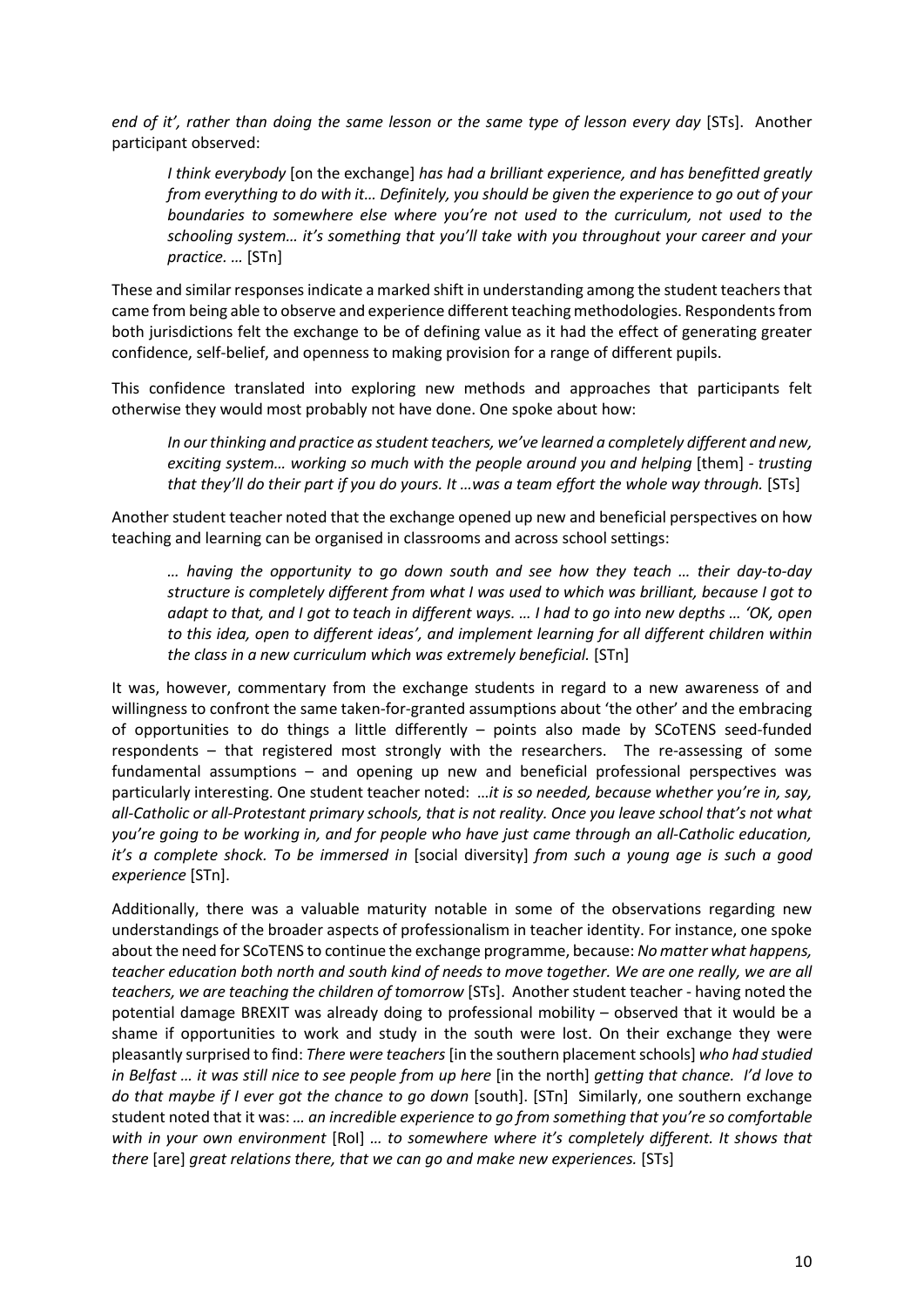*end of it', rather than doing the same lesson or the same type of lesson every day* [STs]. Another participant observed:

> *I think everybody* [on the exchange] *has had a brilliant experience, and has benefitted greatly from everything to do with it… Definitely, you should be given the experience to go out of your boundaries to somewhere else where you're not used to the curriculum, not used to the schooling system… it's something that you'll take with you throughout your career and your practice. …* [STn]

These and similar responses indicate a marked shift in understanding among the student teachers that came from being able to observe and experience different teaching methodologies. Respondents from both jurisdictions felt the exchange to be of defining value as it had the effect of generating greater confidence, self-belief, and openness to making provision for a range of different pupils.

This confidence translated into exploring new methods and approaches that participants felt otherwise they would most probably not have done. One spoke about how:

> *In our thinking and practice as student teachers, we've learned a completely different and new, exciting system… working so much with the people around you and helping* [them] - *trusting that they'll do their part if you do yours. It …was a team effort the whole way through.* [STs]

Another student teacher noted that the exchange opened up new and beneficial perspectives on how teaching and learning can be organised in classrooms and across school settings:

> *… having the opportunity to go down south and see how they teach … their day-to-day structure is completely different from what I was used to which was brilliant, because I got to adapt to that, and I got to teach in different ways. … I had to go into new depths … 'OK, open to this idea, open to different ideas', and implement learning for all different children within the class in a new curriculum which was extremely beneficial.* [STn]

It was, however, commentary from the exchange students in regard to a new awareness of and willingness to confront the same taken-for-granted assumptions about 'the other' and the embracing of opportunities to do things a little differently – points also made by SCoTENS seed-funded respondents – that registered most strongly with the researchers. The re-assessing of some fundamental assumptions – and opening up new and beneficial professional perspectives was particularly interesting. One student teacher noted: *…it is so needed, because whether you're in, say, all-Catholic or all-Protestant primary schools, that is not reality. Once you leave school that's not what you're going to be working in, and for people who have just came through an all-Catholic education, it's a complete shock. To be immersed in* [social diversity] *from such a young age is such a good experience* [STn].

Additionally, there was a valuable maturity notable in some of the observations regarding new understandings of the broader aspects of professionalism in teacher identity. For instance, one spoke about the need for SCoTENS to continue the exchange programme, because: *No matter what happens, teacher education both north and south kind of needs to move together. We are one really, we are all teachers, we are teaching the children of tomorrow* [STs]. Another student teacher - having noted the potential damage BREXIT was already doing to professional mobility – observed that it would be a shame if opportunities to work and study in the south were lost. On their exchange they were pleasantly surprised to find: *There were teachers* [in the southern placement schools] *who had studied in Belfast … it was still nice to see people from up here* [in the north] *getting that chance. I'd love to do that maybe if I ever got the chance to go down* [south]. [STn] Similarly, one southern exchange student noted that it was: *… an incredible experience to go from something that you're so comfortable with in your own environment* [RoI] *… to somewhere where it's completely different. It shows that there* [are] *great relations there, that we can go and make new experiences.* [STs]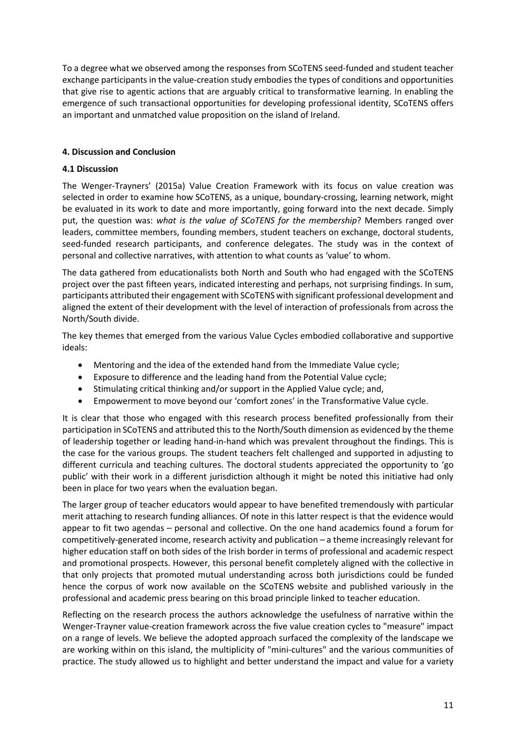To a degree what we observed among the responses from SCoTENS seed-funded and student teacher exchange participants in the value-creation study embodies the types of conditions and opportunities that give rise to agentic actions that are arguably critical to transformative learning. In enabling the emergence of such transactional opportunities for developing professional identity, SCoTENS offers an important and unmatched value proposition on the island of Ireland.

## 4. Discussion and Conclusion

### 4.1 Discussion

The Wenger-Trayners' (2015a) Value Creation Framework with its focus on value creation was selected in order to examine how SCoTENS, as a unique, boundary-crossing, learning network, might be evaluated in its work to date and more importantly, going forward into the next decade. Simply put, the question was: *what is the value of SCoTENS for the membership*? Members ranged over leaders, committee members, founding members, student teachers on exchange, doctoral students, seed-funded research participants, and conference delegates. The study was in the context of personal and collective narratives, with attention to what counts as 'value' to whom.

The data gathered from educationalists both North and South who had engaged with the SCoTENS project over the past fifteen years, indicated interesting and perhaps, not surprising findings. In sum, participants attributed their engagement with SCoTENS with significant professional development and aligned the extent of their development with the level of interaction of professionals from across the North/South divide.

The key themes that emerged from the various Value Cycles embodied collaborative and supportive ideals:

- Mentoring and the idea of the extended hand from the Immediate Value cycle;
- Exposure to difference and the leading hand from the Potential Value cycle;
- Stimulating critical thinking and/or support in the Applied Value cycle; and,
- Empowerment to move beyond our 'comfort zones' in the Transformative Value cycle.

It is clear that those who engaged with this research process benefited professionally from their participation in SCoTENS and attributed this to the North/South dimension as evidenced by the theme of leadership together or leading hand-in-hand which was prevalent throughout the findings. This is the case for the various groups. The student teachers felt challenged and supported in adjusting to different curricula and teaching cultures. The doctoral students appreciated the opportunity to 'go public' with their work in a different jurisdiction although it might be noted this initiative had only been in place for two years when the evaluation began.

The larger group of teacher educators would appear to have benefited tremendously with particular merit attaching to research funding alliances. Of note in this latter respect is that the evidence would appear to fit two agendas – personal and collective. On the one hand academics found a forum for competitively-generated income, research activity and publication – a theme increasingly relevant for higher education staff on both sides of the Irish border in terms of professional and academic respect and promotional prospects. However, this personal benefit completely aligned with the collective in that only projects that promoted mutual understanding across both jurisdictions could be funded hence the corpus of work now available on the SCoTENS website and published variously in the professional and academic press bearing on this broad principle linked to teacher education.

Reflecting on the research process the authors acknowledge the usefulness of narrative within the Wenger-Trayner value-creation framework across the five value creation cycles to "measure" impact on a range of levels. We believe the adopted approach surfaced the complexity of the landscape we are working within on this island, the multiplicity of "mini-cultures" and the various communities of practice. The study allowed us to highlight and better understand the impact and value for a variety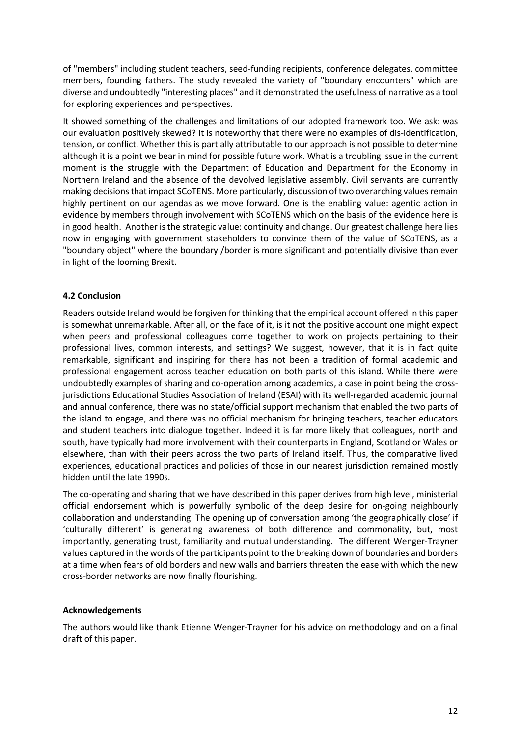of "members" including student teachers, seed-funding recipients, conference delegates, committee members, founding fathers. The study revealed the variety of "boundary encounters" which are diverse and undoubtedly "interesting places" and it demonstrated the usefulness of narrative as a tool for exploring experiences and perspectives.

It showed something of the challenges and limitations of our adopted framework too. We ask: was our evaluation positively skewed? It is noteworthy that there were no examples of dis-identification, tension, or conflict. Whether this is partially attributable to our approach is not possible to determine although it is a point we bear in mind for possible future work. What is a troubling issue in the current moment is the struggle with the Department of Education and Department for the Economy in Northern Ireland and the absence of the devolved legislative assembly. Civil servants are currently making decisions that impact SCoTENS. More particularly, discussion of two overarching values remain highly pertinent on our agendas as we move forward. One is the enabling value: agentic action in evidence by members through involvement with SCoTENS which on the basis of the evidence here is in good health. Another is the strategic value: continuity and change. Our greatest challenge here lies now in engaging with government stakeholders to convince them of the value of SCoTENS, as a "boundary object" where the boundary /border is more significant and potentially divisive than ever in light of the looming Brexit.

### 4.2 Conclusion

Readers outside Ireland would be forgiven for thinking that the empirical account offered in this paper is somewhat unremarkable. After all, on the face of it, is it not the positive account one might expect when peers and professional colleagues come together to work on projects pertaining to their professional lives, common interests, and settings? We suggest, however, that it is in fact quite remarkable, significant and inspiring for there has not been a tradition of formal academic and professional engagement across teacher education on both parts of this island. While there were undoubtedly examples of sharing and co-operation among academics, a case in point being the cross-jurisdictions Educational Studies Association of Ireland (ESAI) with its well-regarded academic journal and annual conference, there was no state/official support mechanism that enabled the two parts of the island to engage, and there was no official mechanism for bringing teachers, teacher educators and student teachers into dialogue together. Indeed it is far more likely that colleagues, north and south, have typically had more involvement with their counterparts in England, Scotland or Wales or elsewhere, than with their peers across the two parts of Ireland itself. Thus, the comparative lived experiences, educational practices and policies of those in our nearest jurisdiction remained mostly hidden until the late 1990s.

The co-operating and sharing that we have described in this paper derives from high level, ministerial official endorsement which is powerfully symbolic of the deep desire for on-going neighbourly collaboration and understanding. The opening up of conversation among 'the geographically close' if 'culturally different' is generating awareness of both difference and commonality, but, most importantly, generating trust, familiarity and mutual understanding. The different Wenger-Trayner values captured in the words of the participants point to the breaking down of boundaries and borders at a time when fears of old borders and new walls and barriers threaten the ease with which the new cross-border networks are now finally flourishing.

### Acknowledgements

The authors would like thank Etienne Wenger-Trayner for his advice on methodology and on a final draft of this paper.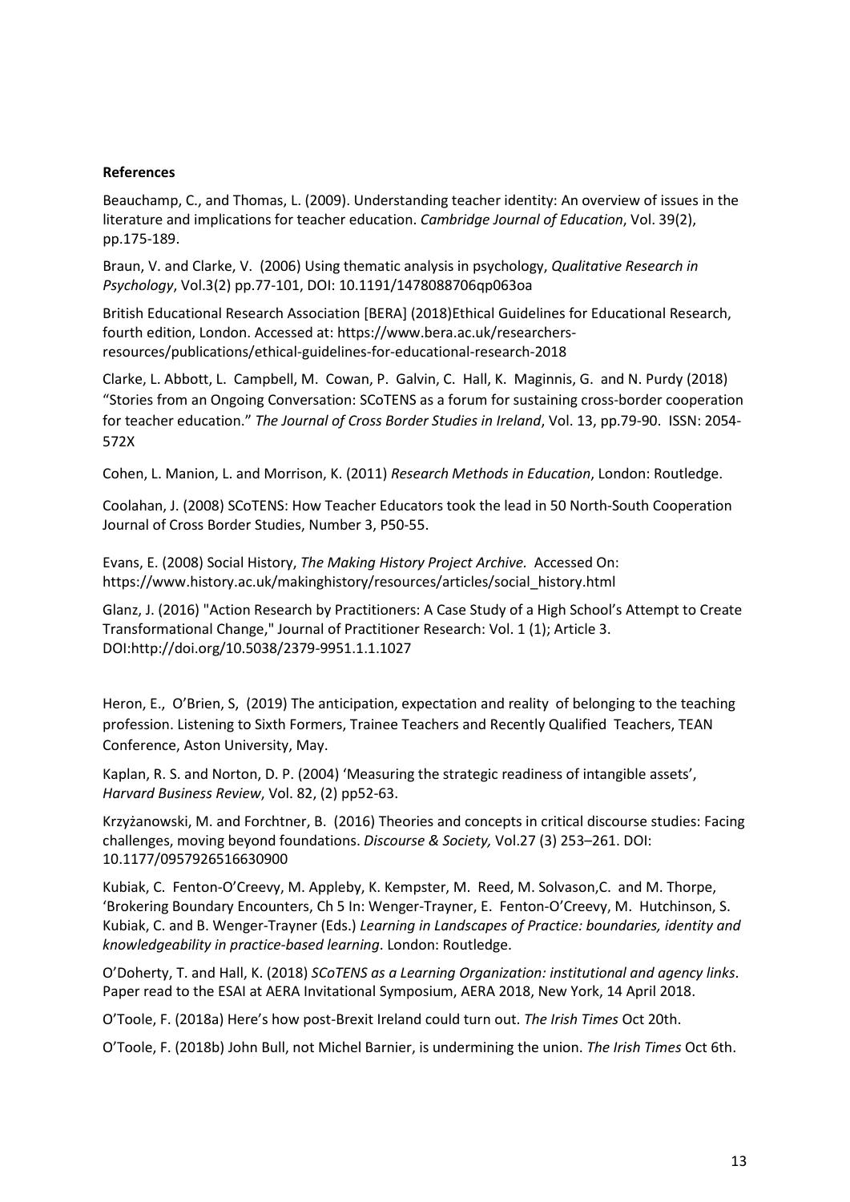**References**

Beauchamp, C., and Thomas, L. (2009). Understanding teacher identity: An overview of issues in the literature and implications for teacher education. *Cambridge Journal of Education*, Vol. 39(2), pp.175-189.

Braun, V. and Clarke, V. (2006) Using thematic analysis in psychology, *Qualitative Research in Psychology*, Vol.3(2) pp.77-101, DOI: 10.1191/1478088706qp063oa

British Educational Research Association [BERA] (2018)Ethical Guidelines for Educational Research, fourth edition, London. Accessed at: https://www.bera.ac.uk/researchers-resources/publications/ethical-guidelines-for-educational-research-2018

Clarke, L. Abbott, L. Campbell, M. Cowan, P. Galvin, C. Hall, K. Maginnis, G. and N. Purdy (2018) "Stories from an Ongoing Conversation: SCoTENS as a forum for sustaining cross-border cooperation for teacher education." *The Journal of Cross Border Studies in Ireland*, Vol. 13, pp.79-90. ISSN: 2054-572X

Cohen, L. Manion, L. and Morrison, K. (2011) *Research Methods in Education*, London: Routledge.

Coolahan, J. (2008) SCoTENS: How Teacher Educators took the lead in 50 North-South Cooperation Journal of Cross Border Studies, Number 3, P50-55.

Evans, E. (2008) Social History, *The Making History Project Archive.* Accessed On: https://www.history.ac.uk/makinghistory/resources/articles/social_history.html

Glanz, J. (2016) "Action Research by Practitioners: A Case Study of a High School's Attempt to Create Transformational Change," Journal of Practitioner Research: Vol. 1 (1); Article 3. DOI:http://doi.org/10.5038/2379-9951.1.1.1027

Heron, E., O'Brien, S, (2019) The anticipation, expectation and reality of belonging to the teaching profession. Listening to Sixth Formers, Trainee Teachers and Recently Qualified Teachers, TEAN Conference, Aston University, May.

Kaplan, R. S. and Norton, D. P. (2004) 'Measuring the strategic readiness of intangible assets', *Harvard Business Review*, Vol. 82, (2) pp52-63.

Krzyżanowski, M. and Forchtner, B. (2016) Theories and concepts in critical discourse studies: Facing challenges, moving beyond foundations. *Discourse & Society,* Vol.27 (3) 253–261. DOI: 10.1177/0957926516630900

Kubiak, C. Fenton-O'Creevy, M. Appleby, K. Kempster, M. Reed, M. Solvason,C. and M. Thorpe, 'Brokering Boundary Encounters, Ch 5 In: Wenger-Trayner, E. Fenton-O'Creevy, M. Hutchinson, S. Kubiak, C. and B. Wenger-Trayner (Eds.) *Learning in Landscapes of Practice: boundaries, identity and knowledgeability in practice-based learning*. London: Routledge.

O'Doherty, T. and Hall, K. (2018) *SCoTENS as a Learning Organization: institutional and agency links*. Paper read to the ESAI at AERA Invitational Symposium, AERA 2018, New York, 14 April 2018.

O'Toole, F. (2018a) Here's how post-Brexit Ireland could turn out. *The Irish Times* Oct 20th.

O'Toole, F. (2018b) John Bull, not Michel Barnier, is undermining the union. *The Irish Times* Oct 6th.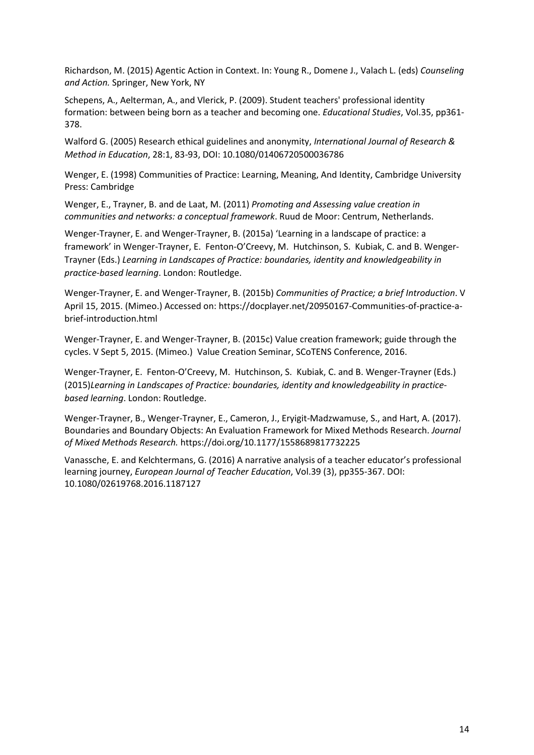Richardson, M. (2015) Agentic Action in Context. In: Young R., Domene J., Valach L. (eds) *Counseling and Action.* Springer, New York, NY

Schepens, A., Aelterman, A., and Vlerick, P. (2009). Student teachers' professional identity formation: between being born as a teacher and becoming one. *Educational Studies*, Vol.35, pp361-378.

Walford G. (2005) Research ethical guidelines and anonymity, *International Journal of Research & Method in Education*, 28:1, 83-93, DOI: 10.1080/01406720500036786

Wenger, E. (1998) Communities of Practice: Learning, Meaning, And Identity, Cambridge University Press: Cambridge

Wenger, E., Trayner, B. and de Laat, M. (2011) *Promoting and Assessing value creation in communities and networks: a conceptual framework*. Ruud de Moor: Centrum, Netherlands.

Wenger-Trayner, E. and Wenger-Trayner, B. (2015a) 'Learning in a landscape of practice: a framework' in Wenger-Trayner, E. Fenton-O'Creevy, M. Hutchinson, S. Kubiak, C. and B. Wenger-Trayner (Eds.) *Learning in Landscapes of Practice: boundaries, identity and knowledgeability in practice-based learning*. London: Routledge.

Wenger-Trayner, E. and Wenger-Trayner, B. (2015b) *Communities of Practice; a brief Introduction*. V April 15, 2015. (Mimeo.) Accessed on: https://docplayer.net/20950167-Communities-of-practice-a-brief-introduction.html

Wenger-Trayner, E. and Wenger-Trayner, B. (2015c) Value creation framework; guide through the cycles. V Sept 5, 2015. (Mimeo.) Value Creation Seminar, SCoTENS Conference, 2016.

Wenger-Trayner, E. Fenton-O'Creevy, M. Hutchinson, S. Kubiak, C. and B. Wenger-Trayner (Eds.) (2015)*Learning in Landscapes of Practice: boundaries, identity and knowledgeability in practice-based learning*. London: Routledge.

Wenger-Trayner, B., Wenger-Trayner, E., Cameron, J., Eryigit-Madzwamuse, S., and Hart, A. (2017). Boundaries and Boundary Objects: An Evaluation Framework for Mixed Methods Research. *Journal of Mixed Methods Research.* https://doi.org/10.1177/1558689817732225

Vanassche, E. and Kelchtermans, G. (2016) A narrative analysis of a teacher educator's professional learning journey, *European Journal of Teacher Education*, Vol.39 (3), pp355-367. DOI: 10.1080/02619768.2016.1187127